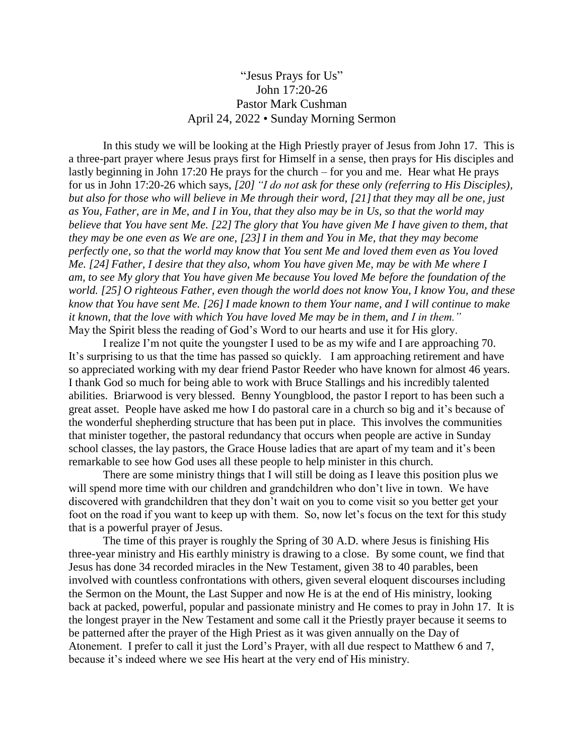# "Jesus Prays for Us"

John 17:20-26

Pastor Mark Cushman

April 24, 2022 • Sunday Morning Sermon

In this study we will be looking at the High Priestly prayer of Jesus from John 17. This is a three-part prayer where Jesus prays first for Himself in a sense, then prays for His disciples and lastly beginning in John 17:20 He prays for the church – for you and me. Hear what He prays for us in John 17:20-26 which says, *[20] "I do not ask for these only (referring to His Disciples), but also for those who will believe in Me through their word, [21] that they may all be one, just as You, Father, are in Me, and I in You, that they also may be in Us, so that the world may believe that You have sent Me. [22] The glory that You have given Me I have given to them, that they may be one even as We are one, [23] I in them and You in Me, that they may become perfectly one, so that the world may know that You sent Me and loved them even as You loved Me. [24] Father, I desire that they also, whom You have given Me, may be with Me where I am, to see My glory that You have given Me because You loved Me before the foundation of the world. [25] O righteous Father, even though the world does not know You, I know You, and these know that You have sent Me. [26] I made known to them Your name, and I will continue to make it known, that the love with which You have loved Me may be in them, and I in them."* May the Spirit bless the reading of God's Word to our hearts and use it for His glory.

I realize I'm not quite the youngster I used to be as my wife and I are approaching 70. It's surprising to us that the time has passed so quickly. I am approaching retirement and have so appreciated working with my dear friend Pastor Reeder who have known for almost 46 years. I thank God so much for being able to work with Bruce Stallings and his incredibly talented abilities. Briarwood is very blessed. Benny Youngblood, the pastor I report to has been such a great asset. People have asked me how I do pastoral care in a church so big and it's because of the wonderful shepherding structure that has been put in place. This involves the communities that minister together, the pastoral redundancy that occurs when people are active in Sunday school classes, the lay pastors, the Grace House ladies that are apart of my team and it's been remarkable to see how God uses all these people to help minister in this church.

There are some ministry things that I will still be doing as I leave this position plus we will spend more time with our children and grandchildren who don't live in town. We have discovered with grandchildren that they don't wait on you to come visit so you better get your foot on the road if you want to keep up with them. So, now let's focus on the text for this study that is a powerful prayer of Jesus.

The time of this prayer is roughly the Spring of 30 A.D. where Jesus is finishing His three-year ministry and His earthly ministry is drawing to a close. By some count, we find that Jesus has done 34 recorded miracles in the New Testament, given 38 to 40 parables, been involved with countless confrontations with others, given several eloquent discourses including the Sermon on the Mount, the Last Supper and now He is at the end of His ministry, looking back at packed, powerful, popular and passionate ministry and He comes to pray in John 17. It is the longest prayer in the New Testament and some call it the Priestly prayer because it seems to be patterned after the prayer of the High Priest as it was given annually on the Day of Atonement. I prefer to call it just the Lord's Prayer, with all due respect to Matthew 6 and 7, because it's indeed where we see His heart at the very end of His ministry.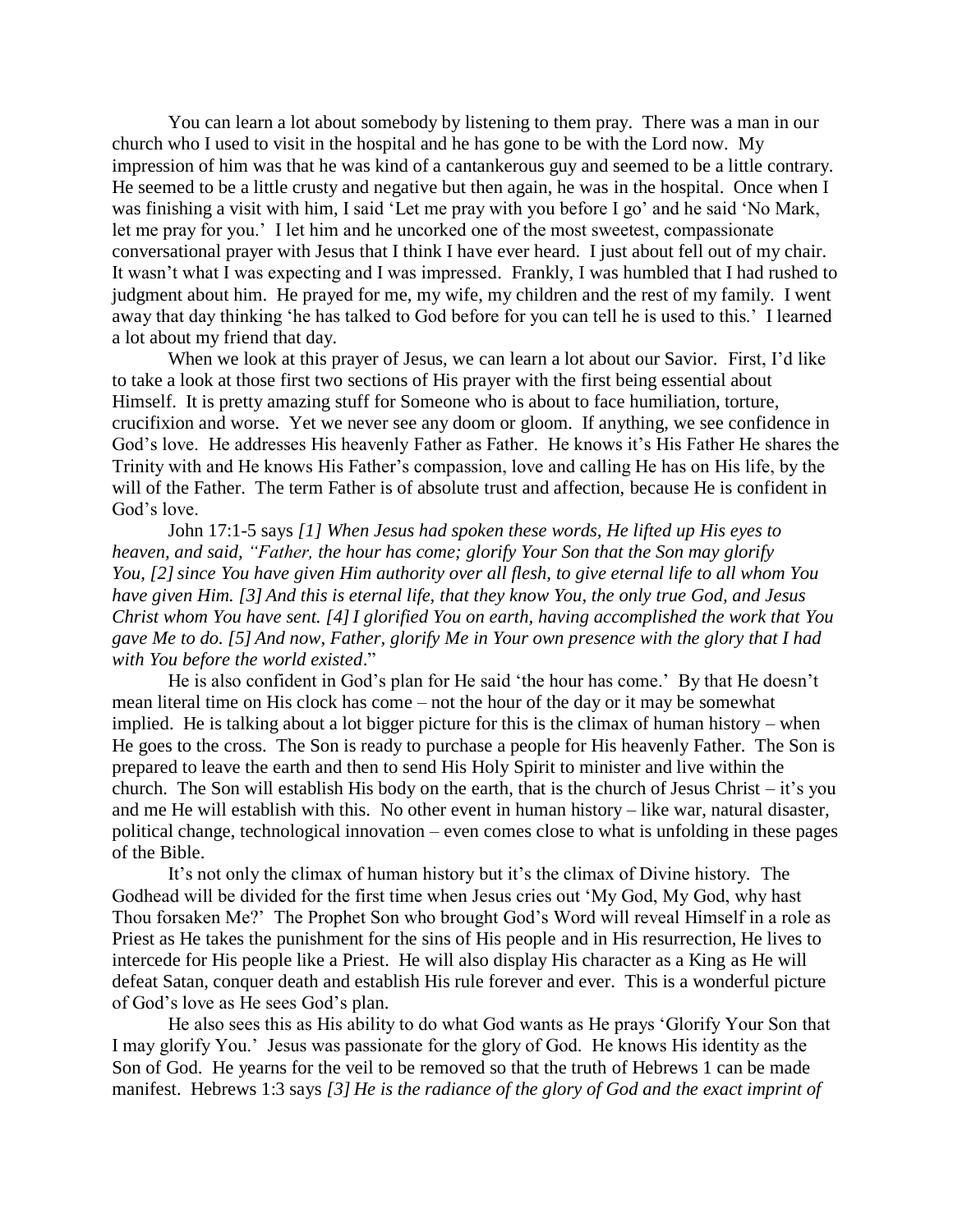You can learn a lot about somebody by listening to them pray. There was a man in our church who I used to visit in the hospital and he has gone to be with the Lord now. My impression of him was that he was kind of a cantankerous guy and seemed to be a little contrary. He seemed to be a little crusty and negative but then again, he was in the hospital. Once when I was finishing a visit with him, I said 'Let me pray with you before I go' and he said 'No Mark, let me pray for you.' I let him and he uncorked one of the most sweetest, compassionate conversational prayer with Jesus that I think I have ever heard. I just about fell out of my chair. It wasn't what I was expecting and I was impressed. Frankly, I was humbled that I had rushed to judgment about him. He prayed for me, my wife, my children and the rest of my family. I went away that day thinking 'he has talked to God before for you can tell he is used to this.' I learned a lot about my friend that day.

When we look at this prayer of Jesus, we can learn a lot about our Savior. First, I'd like to take a look at those first two sections of His prayer with the first being essential about Himself. It is pretty amazing stuff for Someone who is about to face humiliation, torture, crucifixion and worse. Yet we never see any doom or gloom. If anything, we see confidence in God's love. He addresses His heavenly Father as Father. He knows it's His Father He shares the Trinity with and He knows His Father's compassion, love and calling He has on His life, by the will of the Father. The term Father is of absolute trust and affection, because He is confident in God's love.

John 17:1-5 says *[1] When Jesus had spoken these words, He lifted up His eyes to heaven, and said, "Father, the hour has come; glorify Your Son that the Son may glorify You, [2] since You have given Him authority over all flesh, to give eternal life to all whom You have given Him. [3] And this is eternal life, that they know You, the only true God, and Jesus Christ whom You have sent. [4] I glorified You on earth, having accomplished the work that You gave Me to do. [5] And now, Father, glorify Me in Your own presence with the glory that I had with You before the world existed*."

He is also confident in God's plan for He said 'the hour has come.' By that He doesn't mean literal time on His clock has come – not the hour of the day or it may be somewhat implied. He is talking about a lot bigger picture for this is the climax of human history – when He goes to the cross. The Son is ready to purchase a people for His heavenly Father. The Son is prepared to leave the earth and then to send His Holy Spirit to minister and live within the church. The Son will establish His body on the earth, that is the church of Jesus Christ – it's you and me He will establish with this. No other event in human history – like war, natural disaster, political change, technological innovation – even comes close to what is unfolding in these pages of the Bible.

It's not only the climax of human history but it's the climax of Divine history. The Godhead will be divided for the first time when Jesus cries out 'My God, My God, why hast Thou forsaken Me?' The Prophet Son who brought God's Word will reveal Himself in a role as Priest as He takes the punishment for the sins of His people and in His resurrection, He lives to intercede for His people like a Priest. He will also display His character as a King as He will defeat Satan, conquer death and establish His rule forever and ever. This is a wonderful picture of God's love as He sees God's plan.

He also sees this as His ability to do what God wants as He prays 'Glorify Your Son that I may glorify You.' Jesus was passionate for the glory of God. He knows His identity as the Son of God. He yearns for the veil to be removed so that the truth of Hebrews 1 can be made manifest. Hebrews 1:3 says *[3] He is the radiance of the glory of God and the exact imprint of*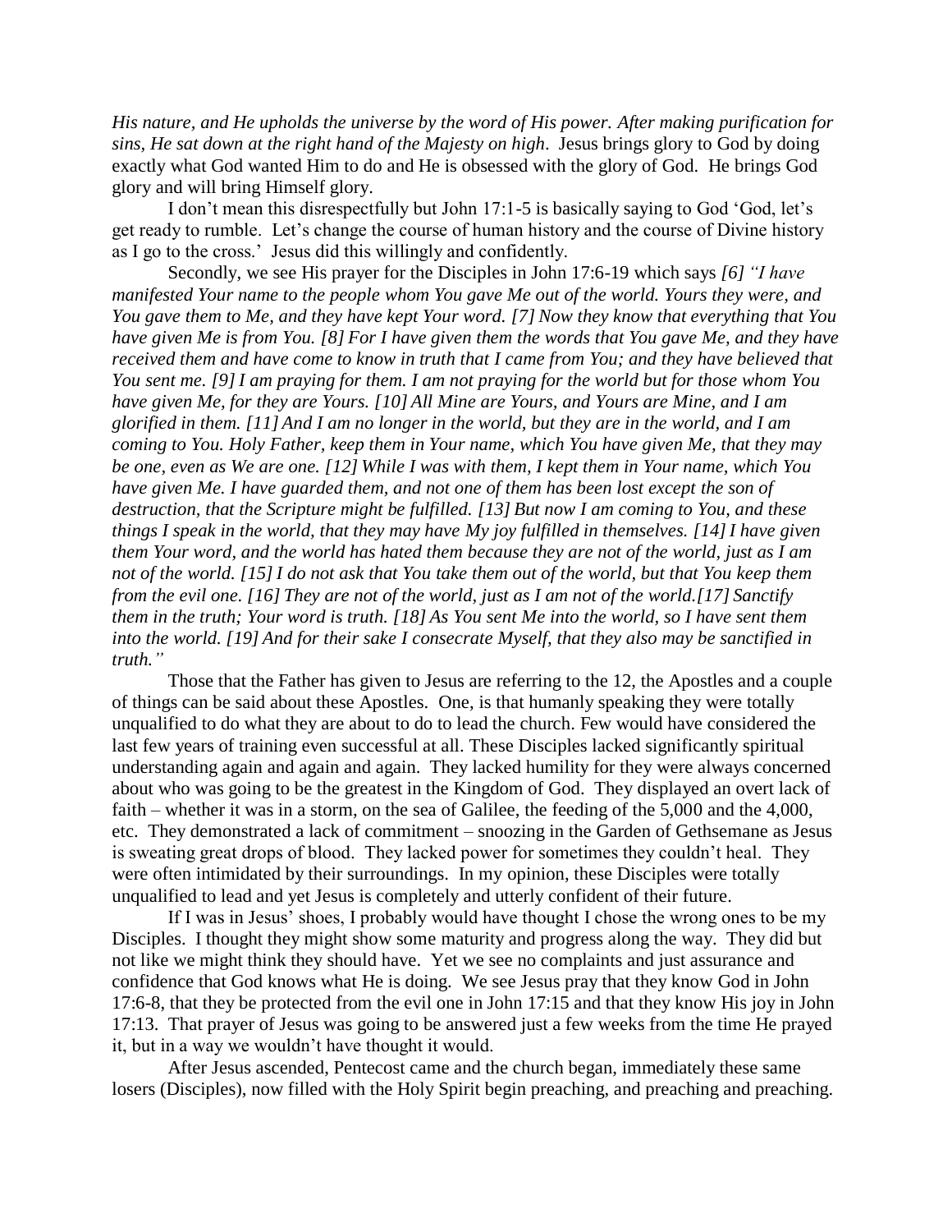*His nature, and He upholds the universe by the word of His power. After making purification for sins, He sat down at the right hand of the Majesty on high*. Jesus brings glory to God by doing exactly what God wanted Him to do and He is obsessed with the glory of God. He brings God glory and will bring Himself glory.

I don't mean this disrespectfully but John 17:1-5 is basically saying to God 'God, let's get ready to rumble. Let's change the course of human history and the course of Divine history as I go to the cross.' Jesus did this willingly and confidently.

Secondly, we see His prayer for the Disciples in John 17:6-19 which says *[6] "I have manifested Your name to the people whom You gave Me out of the world. Yours they were, and You gave them to Me, and they have kept Your word. [7] Now they know that everything that You have given Me is from You. [8] For I have given them the words that You gave Me, and they have received them and have come to know in truth that I came from You; and they have believed that You sent me. [9] I am praying for them. I am not praying for the world but for those whom You have given Me, for they are Yours. [10] All Mine are Yours, and Yours are Mine, and I am glorified in them. [11] And I am no longer in the world, but they are in the world, and I am coming to You. Holy Father, keep them in Your name, which You have given Me, that they may be one, even as We are one. [12] While I was with them, I kept them in Your name, which You have given Me. I have guarded them, and not one of them has been lost except the son of destruction, that the Scripture might be fulfilled. [13] But now I am coming to You, and these things I speak in the world, that they may have My joy fulfilled in themselves. [14] I have given them Your word, and the world has hated them because they are not of the world, just as I am not of the world. [15] I do not ask that You take them out of the world, but that You keep them from the evil one. [16] They are not of the world, just as I am not of the world.[17] Sanctify them in the truth; Your word is truth. [18] As You sent Me into the world, so I have sent them into the world. [19] And for their sake I consecrate Myself, that they also may be sanctified in truth."*

Those that the Father has given to Jesus are referring to the 12, the Apostles and a couple of things can be said about these Apostles. One, is that humanly speaking they were totally unqualified to do what they are about to do to lead the church. Few would have considered the last few years of training even successful at all. These Disciples lacked significantly spiritual understanding again and again and again. They lacked humility for they were always concerned about who was going to be the greatest in the Kingdom of God. They displayed an overt lack of faith – whether it was in a storm, on the sea of Galilee, the feeding of the 5,000 and the 4,000, etc. They demonstrated a lack of commitment – snoozing in the Garden of Gethsemane as Jesus is sweating great drops of blood. They lacked power for sometimes they couldn't heal. They were often intimidated by their surroundings. In my opinion, these Disciples were totally unqualified to lead and yet Jesus is completely and utterly confident of their future.

If I was in Jesus' shoes, I probably would have thought I chose the wrong ones to be my Disciples. I thought they might show some maturity and progress along the way. They did but not like we might think they should have. Yet we see no complaints and just assurance and confidence that God knows what He is doing. We see Jesus pray that they know God in John 17:6-8, that they be protected from the evil one in John 17:15 and that they know His joy in John 17:13. That prayer of Jesus was going to be answered just a few weeks from the time He prayed it, but in a way we wouldn't have thought it would.

After Jesus ascended, Pentecost came and the church began, immediately these same losers (Disciples), now filled with the Holy Spirit begin preaching, and preaching and preaching.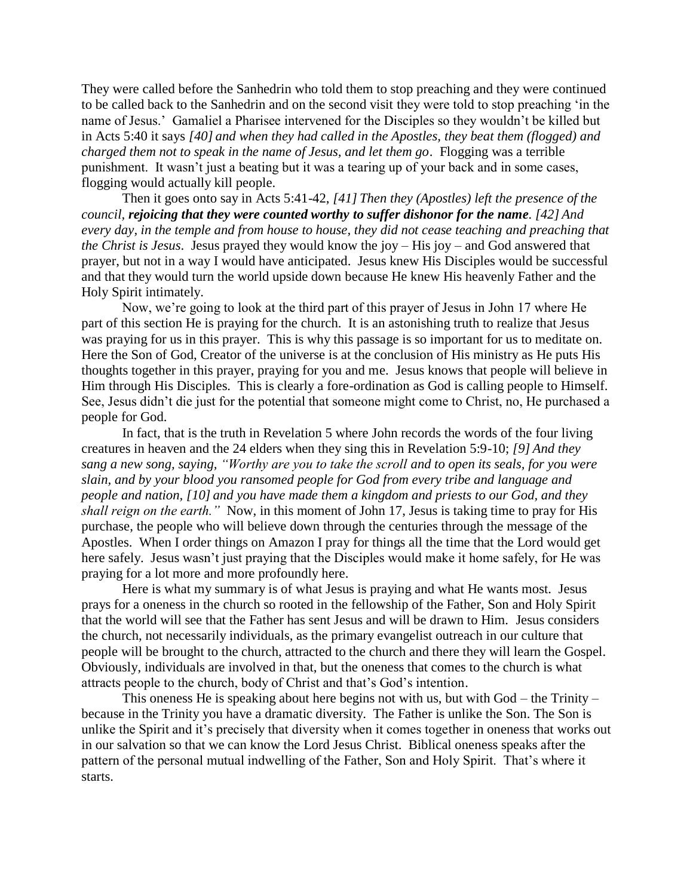They were called before the Sanhedrin who told them to stop preaching and they were continued to be called back to the Sanhedrin and on the second visit they were told to stop preaching 'in the name of Jesus.' Gamaliel a Pharisee intervened for the Disciples so they wouldn't be killed but in Acts 5:40 it says *[40] and when they had called in the Apostles, they beat them (flogged) and charged them not to speak in the name of Jesus, and let them go*. Flogging was a terrible punishment. It wasn't just a beating but it was a tearing up of your back and in some cases, flogging would actually kill people.

Then it goes onto say in Acts 5:41-42, *[41] Then they (Apostles) left the presence of the council,* ***rejoicing that they were counted worthy to suffer dishonor for the name****. [42] And every day, in the temple and from house to house, they did not cease teaching and preaching that the Christ is Jesus*. Jesus prayed they would know the joy – His joy – and God answered that prayer, but not in a way I would have anticipated. Jesus knew His Disciples would be successful and that they would turn the world upside down because He knew His heavenly Father and the Holy Spirit intimately.

Now, we're going to look at the third part of this prayer of Jesus in John 17 where He part of this section He is praying for the church. It is an astonishing truth to realize that Jesus was praying for us in this prayer. This is why this passage is so important for us to meditate on. Here the Son of God, Creator of the universe is at the conclusion of His ministry as He puts His thoughts together in this prayer, praying for you and me. Jesus knows that people will believe in Him through His Disciples. This is clearly a fore-ordination as God is calling people to Himself. See, Jesus didn't die just for the potential that someone might come to Christ, no, He purchased a people for God.

In fact, that is the truth in Revelation 5 where John records the words of the four living creatures in heaven and the 24 elders when they sing this in Revelation 5:9-10; *[9] And they sang a new song, saying, "Worthy are you to take the scroll and to open its seals, for you were slain, and by your blood you ransomed people for God from every tribe and language and people and nation, [10] and you have made them a kingdom and priests to our God, and they shall reign on the earth."* Now, in this moment of John 17, Jesus is taking time to pray for His purchase, the people who will believe down through the centuries through the message of the Apostles. When I order things on Amazon I pray for things all the time that the Lord would get here safely. Jesus wasn't just praying that the Disciples would make it home safely, for He was praying for a lot more and more profoundly here.

Here is what my summary is of what Jesus is praying and what He wants most. Jesus prays for a oneness in the church so rooted in the fellowship of the Father, Son and Holy Spirit that the world will see that the Father has sent Jesus and will be drawn to Him. Jesus considers the church, not necessarily individuals, as the primary evangelist outreach in our culture that people will be brought to the church, attracted to the church and there they will learn the Gospel. Obviously, individuals are involved in that, but the oneness that comes to the church is what attracts people to the church, body of Christ and that's God's intention.

This oneness He is speaking about here begins not with us, but with God – the Trinity – because in the Trinity you have a dramatic diversity. The Father is unlike the Son. The Son is unlike the Spirit and it's precisely that diversity when it comes together in oneness that works out in our salvation so that we can know the Lord Jesus Christ. Biblical oneness speaks after the pattern of the personal mutual indwelling of the Father, Son and Holy Spirit. That's where it starts.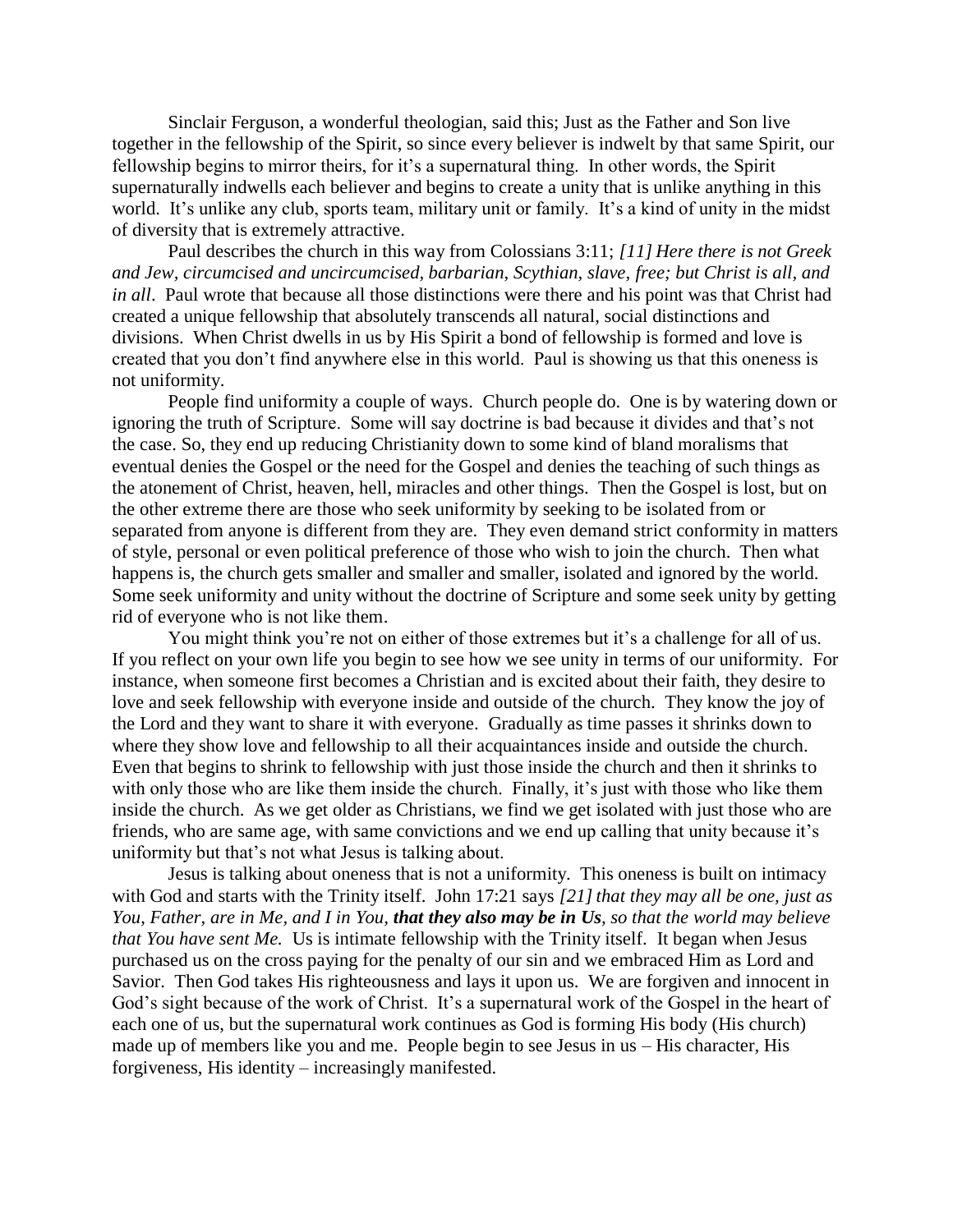Sinclair Ferguson, a wonderful theologian, said this; Just as the Father and Son live together in the fellowship of the Spirit, so since every believer is indwelt by that same Spirit, our fellowship begins to mirror theirs, for it's a supernatural thing. In other words, the Spirit supernaturally indwells each believer and begins to create a unity that is unlike anything in this world. It's unlike any club, sports team, military unit or family. It's a kind of unity in the midst of diversity that is extremely attractive.

Paul describes the church in this way from Colossians 3:11; *[11] Here there is not Greek and Jew, circumcised and uncircumcised, barbarian, Scythian, slave, free; but Christ is all, and in all*. Paul wrote that because all those distinctions were there and his point was that Christ had created a unique fellowship that absolutely transcends all natural, social distinctions and divisions. When Christ dwells in us by His Spirit a bond of fellowship is formed and love is created that you don't find anywhere else in this world. Paul is showing us that this oneness is not uniformity.

People find uniformity a couple of ways. Church people do. One is by watering down or ignoring the truth of Scripture. Some will say doctrine is bad because it divides and that's not the case. So, they end up reducing Christianity down to some kind of bland moralisms that eventual denies the Gospel or the need for the Gospel and denies the teaching of such things as the atonement of Christ, heaven, hell, miracles and other things. Then the Gospel is lost, but on the other extreme there are those who seek uniformity by seeking to be isolated from or separated from anyone is different from they are. They even demand strict conformity in matters of style, personal or even political preference of those who wish to join the church. Then what happens is, the church gets smaller and smaller and smaller, isolated and ignored by the world. Some seek uniformity and unity without the doctrine of Scripture and some seek unity by getting rid of everyone who is not like them.

You might think you're not on either of those extremes but it's a challenge for all of us. If you reflect on your own life you begin to see how we see unity in terms of our uniformity. For instance, when someone first becomes a Christian and is excited about their faith, they desire to love and seek fellowship with everyone inside and outside of the church. They know the joy of the Lord and they want to share it with everyone. Gradually as time passes it shrinks down to where they show love and fellowship to all their acquaintances inside and outside the church. Even that begins to shrink to fellowship with just those inside the church and then it shrinks to with only those who are like them inside the church. Finally, it's just with those who like them inside the church. As we get older as Christians, we find we get isolated with just those who are friends, who are same age, with same convictions and we end up calling that unity because it's uniformity but that's not what Jesus is talking about.

Jesus is talking about oneness that is not a uniformity. This oneness is built on intimacy with God and starts with the Trinity itself. John 17:21 says *[21] that they may all be one, just as You, Father, are in Me, and I in You, **that they also may be in Us**, so that the world may believe that You have sent Me.* Us is intimate fellowship with the Trinity itself. It began when Jesus purchased us on the cross paying for the penalty of our sin and we embraced Him as Lord and Savior. Then God takes His righteousness and lays it upon us. We are forgiven and innocent in God's sight because of the work of Christ. It's a supernatural work of the Gospel in the heart of each one of us, but the supernatural work continues as God is forming His body (His church) made up of members like you and me. People begin to see Jesus in us – His character, His forgiveness, His identity – increasingly manifested.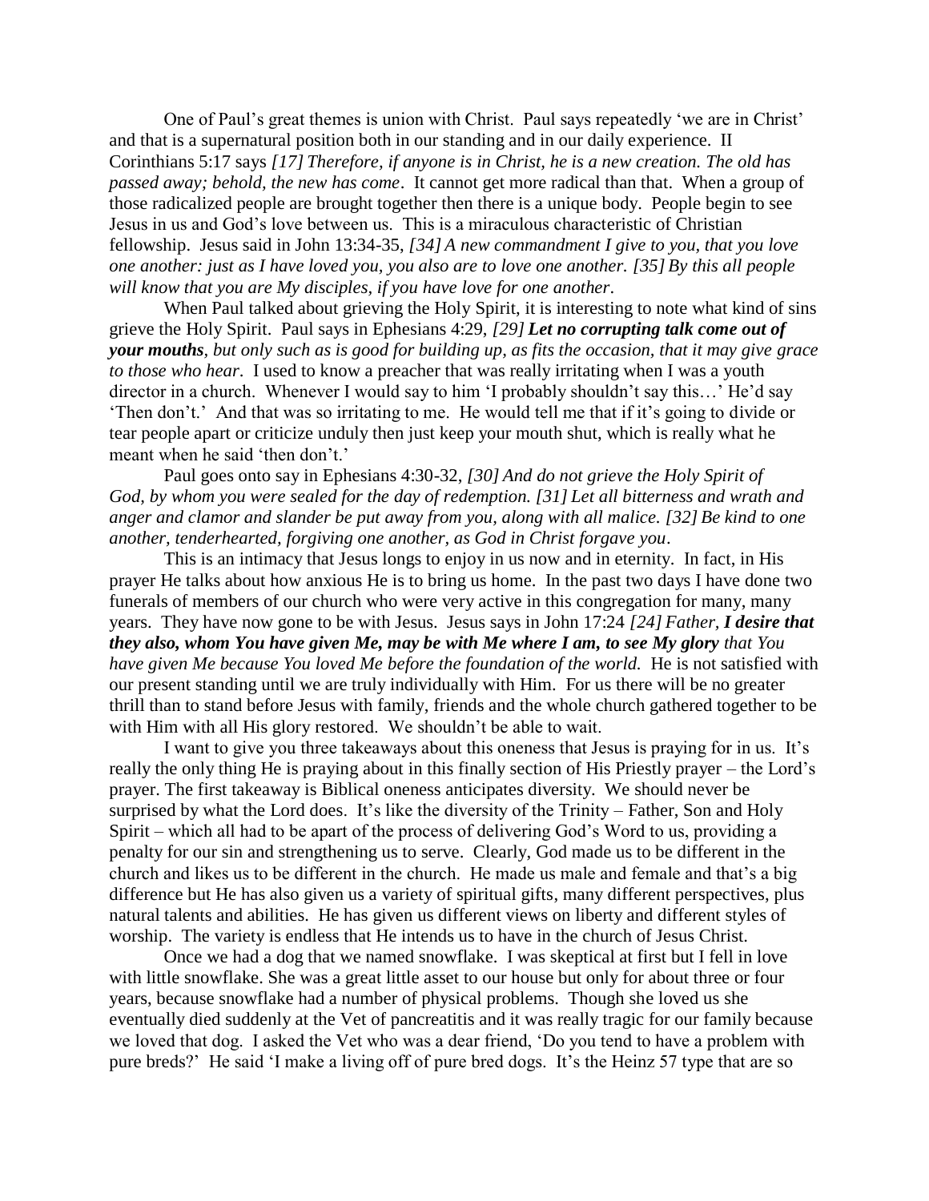One of Paul's great themes is union with Christ. Paul says repeatedly 'we are in Christ' and that is a supernatural position both in our standing and in our daily experience. II Corinthians 5:17 says *[17] Therefore, if anyone is in Christ, he is a new creation. The old has passed away; behold, the new has come*. It cannot get more radical than that. When a group of those radicalized people are brought together then there is a unique body. People begin to see Jesus in us and God's love between us. This is a miraculous characteristic of Christian fellowship. Jesus said in John 13:34-35, *[34] A new commandment I give to you, that you love one another: just as I have loved you, you also are to love one another. [35] By this all people will know that you are My disciples, if you have love for one another*.

When Paul talked about grieving the Holy Spirit, it is interesting to note what kind of sins grieve the Holy Spirit. Paul says in Ephesians 4:29, *[29]* ***Let no corrupting talk come out of your mouths****, but only such as is good for building up, as fits the occasion, that it may give grace to those who hear*. I used to know a preacher that was really irritating when I was a youth director in a church. Whenever I would say to him 'I probably shouldn't say this…' He'd say 'Then don't.' And that was so irritating to me. He would tell me that if it's going to divide or tear people apart or criticize unduly then just keep your mouth shut, which is really what he meant when he said 'then don't.'

Paul goes onto say in Ephesians 4:30-32, *[30] And do not grieve the Holy Spirit of God, by whom you were sealed for the day of redemption. [31] Let all bitterness and wrath and anger and clamor and slander be put away from you, along with all malice. [32] Be kind to one another, tenderhearted, forgiving one another, as God in Christ forgave you*.

This is an intimacy that Jesus longs to enjoy in us now and in eternity. In fact, in His prayer He talks about how anxious He is to bring us home. In the past two days I have done two funerals of members of our church who were very active in this congregation for many, many years. They have now gone to be with Jesus. Jesus says in John 17:24 *[24] Father,* ***I desire that they also, whom You have given Me, may be with Me where I am, to see My glory*** *that You have given Me because You loved Me before the foundation of the world.* He is not satisfied with our present standing until we are truly individually with Him. For us there will be no greater thrill than to stand before Jesus with family, friends and the whole church gathered together to be with Him with all His glory restored. We shouldn't be able to wait.

I want to give you three takeaways about this oneness that Jesus is praying for in us. It's really the only thing He is praying about in this finally section of His Priestly prayer – the Lord's prayer. The first takeaway is Biblical oneness anticipates diversity. We should never be surprised by what the Lord does. It's like the diversity of the Trinity – Father, Son and Holy Spirit – which all had to be apart of the process of delivering God's Word to us, providing a penalty for our sin and strengthening us to serve. Clearly, God made us to be different in the church and likes us to be different in the church. He made us male and female and that's a big difference but He has also given us a variety of spiritual gifts, many different perspectives, plus natural talents and abilities. He has given us different views on liberty and different styles of worship. The variety is endless that He intends us to have in the church of Jesus Christ.

Once we had a dog that we named snowflake. I was skeptical at first but I fell in love with little snowflake. She was a great little asset to our house but only for about three or four years, because snowflake had a number of physical problems. Though she loved us she eventually died suddenly at the Vet of pancreatitis and it was really tragic for our family because we loved that dog. I asked the Vet who was a dear friend, 'Do you tend to have a problem with pure breds?' He said 'I make a living off of pure bred dogs. It's the Heinz 57 type that are so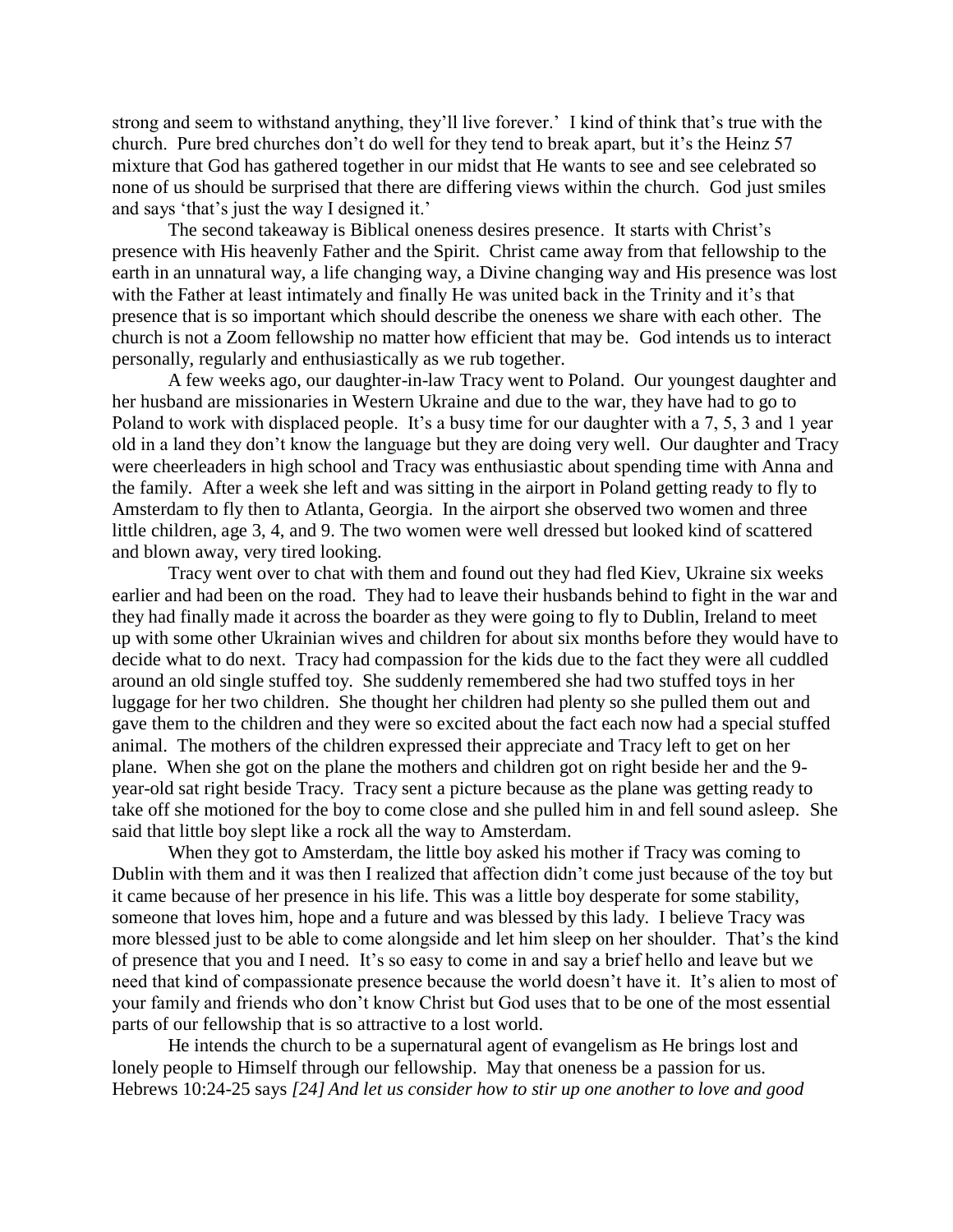strong and seem to withstand anything, they'll live forever.' I kind of think that's true with the church. Pure bred churches don't do well for they tend to break apart, but it's the Heinz 57 mixture that God has gathered together in our midst that He wants to see and see celebrated so none of us should be surprised that there are differing views within the church. God just smiles and says 'that's just the way I designed it.'

The second takeaway is Biblical oneness desires presence. It starts with Christ's presence with His heavenly Father and the Spirit. Christ came away from that fellowship to the earth in an unnatural way, a life changing way, a Divine changing way and His presence was lost with the Father at least intimately and finally He was united back in the Trinity and it's that presence that is so important which should describe the oneness we share with each other. The church is not a Zoom fellowship no matter how efficient that may be. God intends us to interact personally, regularly and enthusiastically as we rub together.

A few weeks ago, our daughter-in-law Tracy went to Poland. Our youngest daughter and her husband are missionaries in Western Ukraine and due to the war, they have had to go to Poland to work with displaced people. It's a busy time for our daughter with a 7, 5, 3 and 1 year old in a land they don't know the language but they are doing very well. Our daughter and Tracy were cheerleaders in high school and Tracy was enthusiastic about spending time with Anna and the family. After a week she left and was sitting in the airport in Poland getting ready to fly to Amsterdam to fly then to Atlanta, Georgia. In the airport she observed two women and three little children, age 3, 4, and 9. The two women were well dressed but looked kind of scattered and blown away, very tired looking.

Tracy went over to chat with them and found out they had fled Kiev, Ukraine six weeks earlier and had been on the road. They had to leave their husbands behind to fight in the war and they had finally made it across the boarder as they were going to fly to Dublin, Ireland to meet up with some other Ukrainian wives and children for about six months before they would have to decide what to do next. Tracy had compassion for the kids due to the fact they were all cuddled around an old single stuffed toy. She suddenly remembered she had two stuffed toys in her luggage for her two children. She thought her children had plenty so she pulled them out and gave them to the children and they were so excited about the fact each now had a special stuffed animal. The mothers of the children expressed their appreciate and Tracy left to get on her plane. When she got on the plane the mothers and children got on right beside her and the 9-year-old sat right beside Tracy. Tracy sent a picture because as the plane was getting ready to take off she motioned for the boy to come close and she pulled him in and fell sound asleep. She said that little boy slept like a rock all the way to Amsterdam.

When they got to Amsterdam, the little boy asked his mother if Tracy was coming to Dublin with them and it was then I realized that affection didn't come just because of the toy but it came because of her presence in his life. This was a little boy desperate for some stability, someone that loves him, hope and a future and was blessed by this lady. I believe Tracy was more blessed just to be able to come alongside and let him sleep on her shoulder. That's the kind of presence that you and I need. It's so easy to come in and say a brief hello and leave but we need that kind of compassionate presence because the world doesn't have it. It's alien to most of your family and friends who don't know Christ but God uses that to be one of the most essential parts of our fellowship that is so attractive to a lost world.

He intends the church to be a supernatural agent of evangelism as He brings lost and lonely people to Himself through our fellowship. May that oneness be a passion for us. Hebrews 10:24-25 says *[24] And let us consider how to stir up one another to love and good*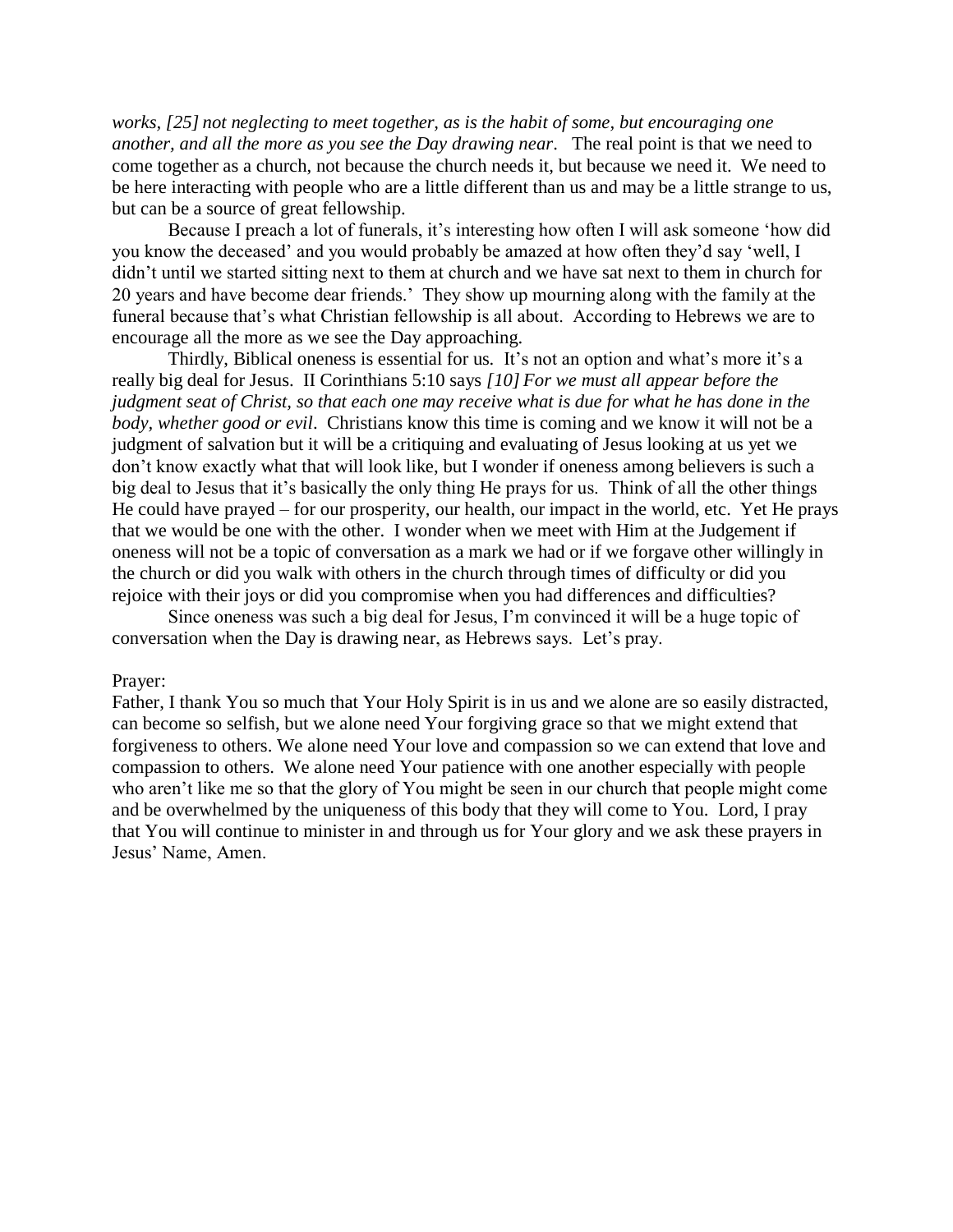*works, [25] not neglecting to meet together, as is the habit of some, but encouraging one another, and all the more as you see the Day drawing near*. The real point is that we need to come together as a church, not because the church needs it, but because we need it. We need to be here interacting with people who are a little different than us and may be a little strange to us, but can be a source of great fellowship.

Because I preach a lot of funerals, it's interesting how often I will ask someone 'how did you know the deceased' and you would probably be amazed at how often they'd say 'well, I didn't until we started sitting next to them at church and we have sat next to them in church for 20 years and have become dear friends.' They show up mourning along with the family at the funeral because that's what Christian fellowship is all about. According to Hebrews we are to encourage all the more as we see the Day approaching.

Thirdly, Biblical oneness is essential for us. It's not an option and what's more it's a really big deal for Jesus. II Corinthians 5:10 says *[10] For we must all appear before the judgment seat of Christ, so that each one may receive what is due for what he has done in the body, whether good or evil*. Christians know this time is coming and we know it will not be a judgment of salvation but it will be a critiquing and evaluating of Jesus looking at us yet we don't know exactly what that will look like, but I wonder if oneness among believers is such a big deal to Jesus that it's basically the only thing He prays for us. Think of all the other things He could have prayed – for our prosperity, our health, our impact in the world, etc. Yet He prays that we would be one with the other. I wonder when we meet with Him at the Judgement if oneness will not be a topic of conversation as a mark we had or if we forgave other willingly in the church or did you walk with others in the church through times of difficulty or did you rejoice with their joys or did you compromise when you had differences and difficulties?

Since oneness was such a big deal for Jesus, I'm convinced it will be a huge topic of conversation when the Day is drawing near, as Hebrews says. Let's pray.

Prayer:
Father, I thank You so much that Your Holy Spirit is in us and we alone are so easily distracted, can become so selfish, but we alone need Your forgiving grace so that we might extend that forgiveness to others. We alone need Your love and compassion so we can extend that love and compassion to others. We alone need Your patience with one another especially with people who aren't like me so that the glory of You might be seen in our church that people might come and be overwhelmed by the uniqueness of this body that they will come to You. Lord, I pray that You will continue to minister in and through us for Your glory and we ask these prayers in Jesus' Name, Amen.